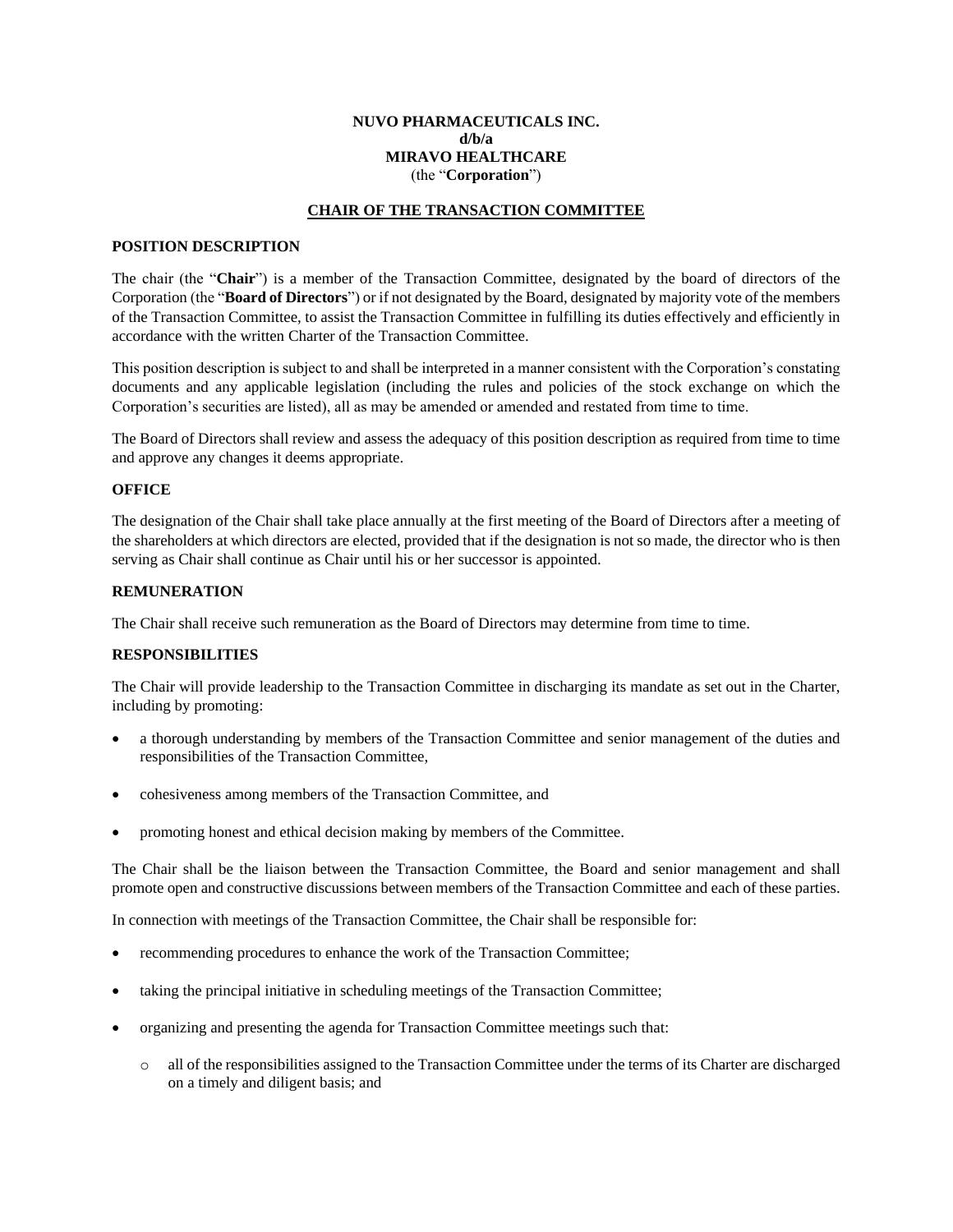**NUVO PHARMACEUTICALS INC.**
**d/b/a**
**MIRAVO HEALTHCARE**
(the "**Corporation**")

## CHAIR OF THE TRANSACTION COMMITTEE

### POSITION DESCRIPTION

The chair (the "**Chair**") is a member of the Transaction Committee, designated by the board of directors of the Corporation (the "**Board of Directors**") or if not designated by the Board, designated by majority vote of the members of the Transaction Committee, to assist the Transaction Committee in fulfilling its duties effectively and efficiently in accordance with the written Charter of the Transaction Committee.

This position description is subject to and shall be interpreted in a manner consistent with the Corporation's constating documents and any applicable legislation (including the rules and policies of the stock exchange on which the Corporation's securities are listed), all as may be amended or amended and restated from time to time.

The Board of Directors shall review and assess the adequacy of this position description as required from time to time and approve any changes it deems appropriate.

### OFFICE

The designation of the Chair shall take place annually at the first meeting of the Board of Directors after a meeting of the shareholders at which directors are elected, provided that if the designation is not so made, the director who is then serving as Chair shall continue as Chair until his or her successor is appointed.

### REMUNERATION

The Chair shall receive such remuneration as the Board of Directors may determine from time to time.

### RESPONSIBILITIES

The Chair will provide leadership to the Transaction Committee in discharging its mandate as set out in the Charter, including by promoting:

- a thorough understanding by members of the Transaction Committee and senior management of the duties and responsibilities of the Transaction Committee,
- cohesiveness among members of the Transaction Committee, and
- promoting honest and ethical decision making by members of the Committee.

The Chair shall be the liaison between the Transaction Committee, the Board and senior management and shall promote open and constructive discussions between members of the Transaction Committee and each of these parties.

In connection with meetings of the Transaction Committee, the Chair shall be responsible for:

- recommending procedures to enhance the work of the Transaction Committee;
- taking the principal initiative in scheduling meetings of the Transaction Committee;
- organizing and presenting the agenda for Transaction Committee meetings such that:
    - all of the responsibilities assigned to the Transaction Committee under the terms of its Charter are discharged on a timely and diligent basis; and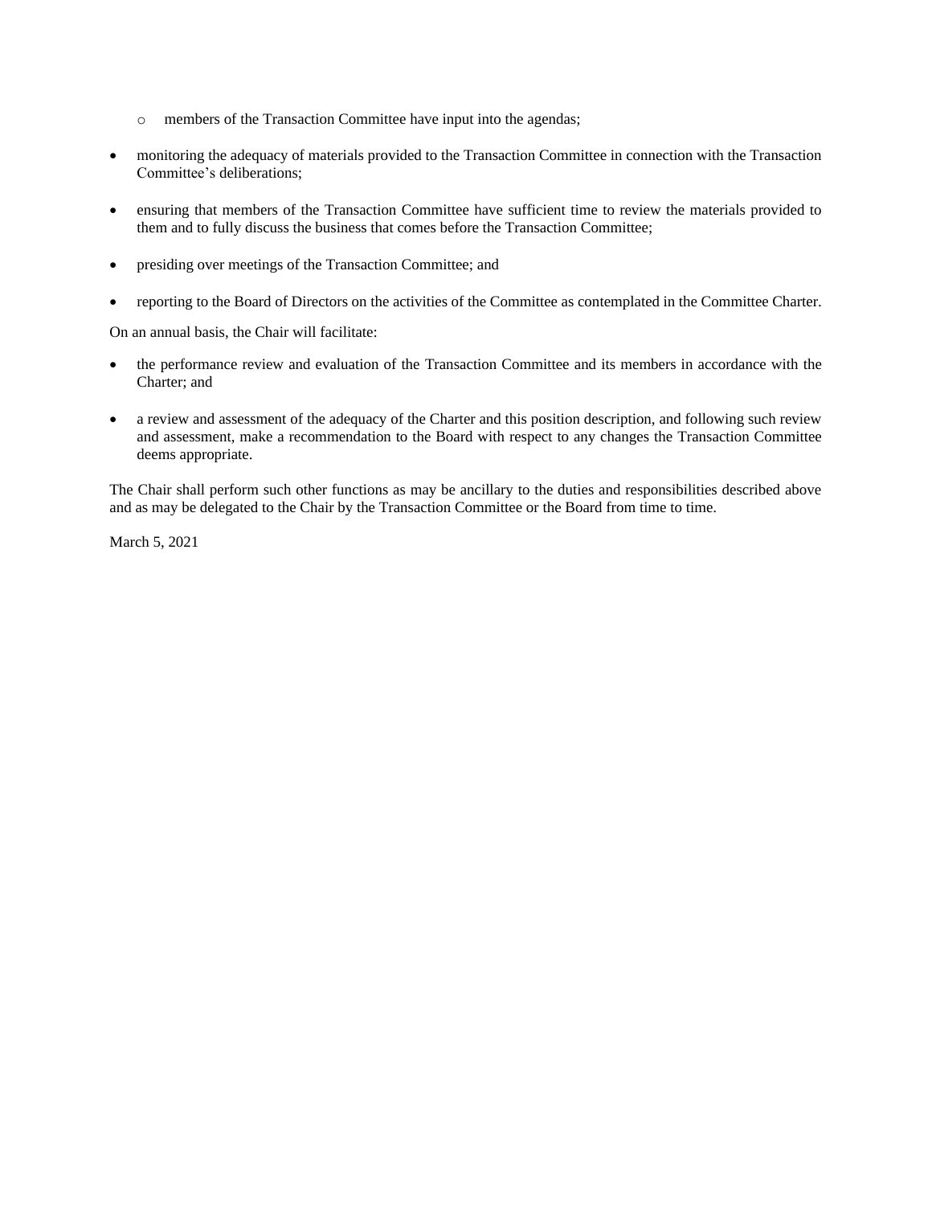- members of the Transaction Committee have input into the agendas;

- monitoring the adequacy of materials provided to the Transaction Committee in connection with the Transaction Committee's deliberations;

- ensuring that members of the Transaction Committee have sufficient time to review the materials provided to them and to fully discuss the business that comes before the Transaction Committee;

- presiding over meetings of the Transaction Committee; and

- reporting to the Board of Directors on the activities of the Committee as contemplated in the Committee Charter.

On an annual basis, the Chair will facilitate:

- the performance review and evaluation of the Transaction Committee and its members in accordance with the Charter; and

- a review and assessment of the adequacy of the Charter and this position description, and following such review and assessment, make a recommendation to the Board with respect to any changes the Transaction Committee deems appropriate.

The Chair shall perform such other functions as may be ancillary to the duties and responsibilities described above and as may be delegated to the Chair by the Transaction Committee or the Board from time to time.

March 5, 2021